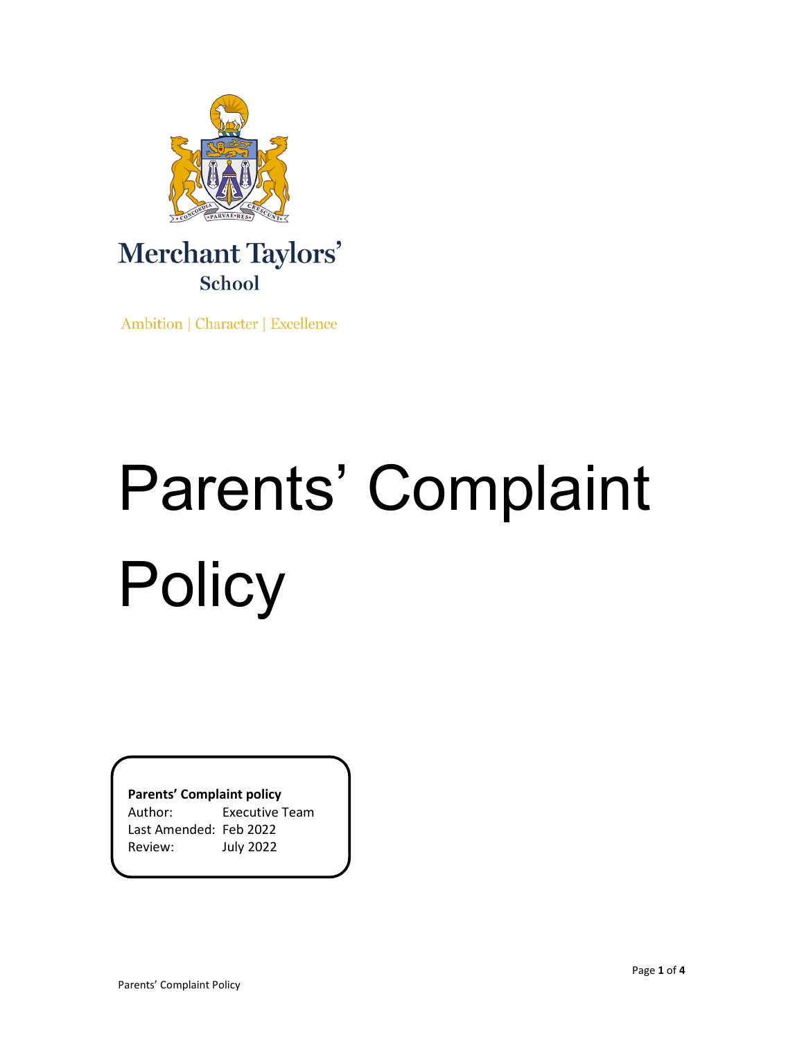Merchant Taylors'
School

Ambition | Character | Excellence

# Parents' Complaint Policy

**Parents' Complaint policy**
Author: Executive Team
Last Amended: Feb 2022
Review: July 2022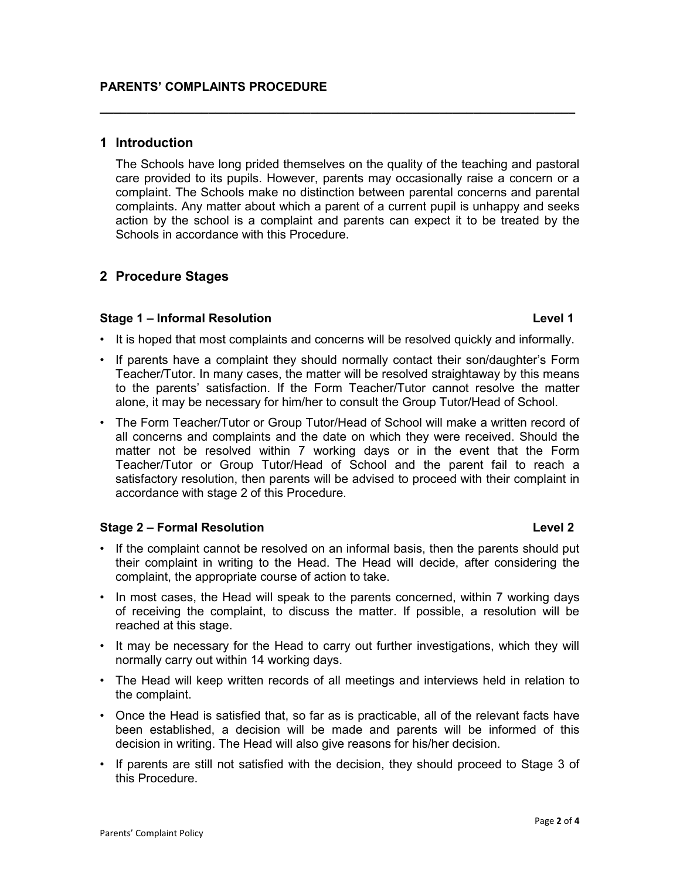**PARENTS' COMPLAINTS PROCEDURE**

---

## 1 Introduction

The Schools have long prided themselves on the quality of the teaching and pastoral care provided to its pupils. However, parents may occasionally raise a concern or a complaint. The Schools make no distinction between parental concerns and parental complaints. Any matter about which a parent of a current pupil is unhappy and seeks action by the school is a complaint and parents can expect it to be treated by the Schools in accordance with this Procedure.

## 2 Procedure Stages

### Stage 1 – Informal Resolution — Level 1

- It is hoped that most complaints and concerns will be resolved quickly and informally.
- If parents have a complaint they should normally contact their son/daughter's Form Teacher/Tutor. In many cases, the matter will be resolved straightaway by this means to the parents' satisfaction. If the Form Teacher/Tutor cannot resolve the matter alone, it may be necessary for him/her to consult the Group Tutor/Head of School.
- The Form Teacher/Tutor or Group Tutor/Head of School will make a written record of all concerns and complaints and the date on which they were received. Should the matter not be resolved within 7 working days or in the event that the Form Teacher/Tutor or Group Tutor/Head of School and the parent fail to reach a satisfactory resolution, then parents will be advised to proceed with their complaint in accordance with stage 2 of this Procedure.

### Stage 2 – Formal Resolution — Level 2

- If the complaint cannot be resolved on an informal basis, then the parents should put their complaint in writing to the Head. The Head will decide, after considering the complaint, the appropriate course of action to take.
- In most cases, the Head will speak to the parents concerned, within 7 working days of receiving the complaint, to discuss the matter. If possible, a resolution will be reached at this stage.
- It may be necessary for the Head to carry out further investigations, which they will normally carry out within 14 working days.
- The Head will keep written records of all meetings and interviews held in relation to the complaint.
- Once the Head is satisfied that, so far as is practicable, all of the relevant facts have been established, a decision will be made and parents will be informed of this decision in writing. The Head will also give reasons for his/her decision.
- If parents are still not satisfied with the decision, they should proceed to Stage 3 of this Procedure.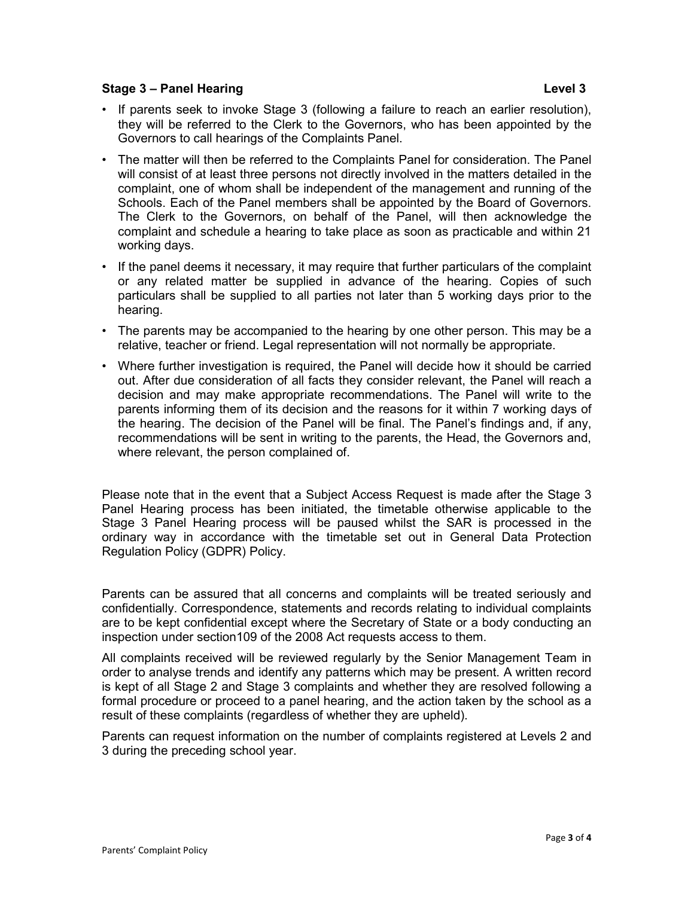### Stage 3 – Panel Hearing Level 3

- If parents seek to invoke Stage 3 (following a failure to reach an earlier resolution), they will be referred to the Clerk to the Governors, who has been appointed by the Governors to call hearings of the Complaints Panel.
- The matter will then be referred to the Complaints Panel for consideration. The Panel will consist of at least three persons not directly involved in the matters detailed in the complaint, one of whom shall be independent of the management and running of the Schools. Each of the Panel members shall be appointed by the Board of Governors. The Clerk to the Governors, on behalf of the Panel, will then acknowledge the complaint and schedule a hearing to take place as soon as practicable and within 21 working days.
- If the panel deems it necessary, it may require that further particulars of the complaint or any related matter be supplied in advance of the hearing. Copies of such particulars shall be supplied to all parties not later than 5 working days prior to the hearing.
- The parents may be accompanied to the hearing by one other person. This may be a relative, teacher or friend. Legal representation will not normally be appropriate.
- Where further investigation is required, the Panel will decide how it should be carried out. After due consideration of all facts they consider relevant, the Panel will reach a decision and may make appropriate recommendations. The Panel will write to the parents informing them of its decision and the reasons for it within 7 working days of the hearing. The decision of the Panel will be final. The Panel's findings and, if any, recommendations will be sent in writing to the parents, the Head, the Governors and, where relevant, the person complained of.

Please note that in the event that a Subject Access Request is made after the Stage 3 Panel Hearing process has been initiated, the timetable otherwise applicable to the Stage 3 Panel Hearing process will be paused whilst the SAR is processed in the ordinary way in accordance with the timetable set out in General Data Protection Regulation Policy (GDPR) Policy.

Parents can be assured that all concerns and complaints will be treated seriously and confidentially. Correspondence, statements and records relating to individual complaints are to be kept confidential except where the Secretary of State or a body conducting an inspection under section109 of the 2008 Act requests access to them.

All complaints received will be reviewed regularly by the Senior Management Team in order to analyse trends and identify any patterns which may be present. A written record is kept of all Stage 2 and Stage 3 complaints and whether they are resolved following a formal procedure or proceed to a panel hearing, and the action taken by the school as a result of these complaints (regardless of whether they are upheld).

Parents can request information on the number of complaints registered at Levels 2 and 3 during the preceding school year.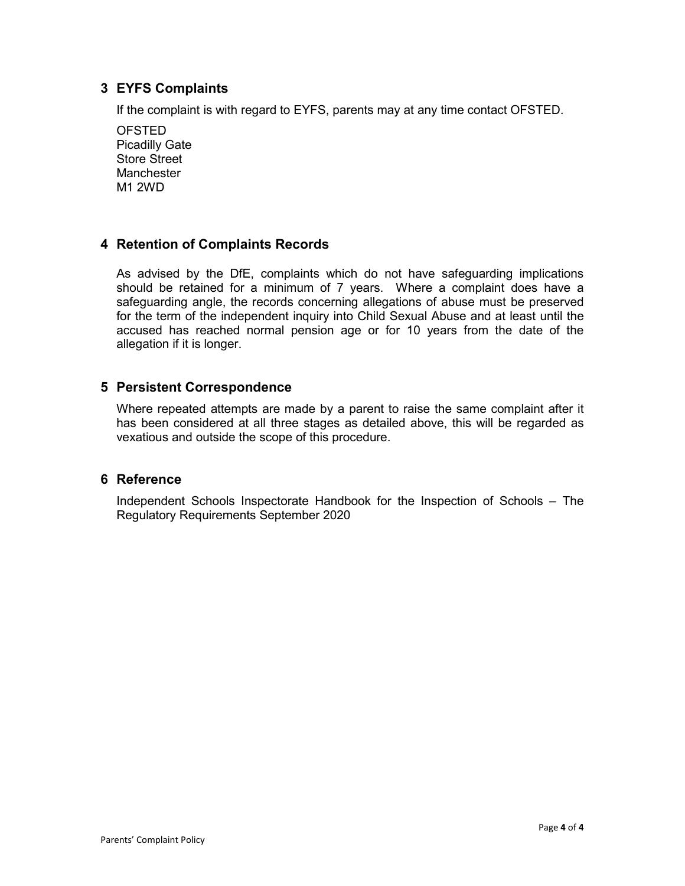## 3 EYFS Complaints

If the complaint is with regard to EYFS, parents may at any time contact OFSTED.

OFSTED
Picadilly Gate
Store Street
Manchester
M1 2WD

## 4 Retention of Complaints Records

As advised by the DfE, complaints which do not have safeguarding implications should be retained for a minimum of 7 years. Where a complaint does have a safeguarding angle, the records concerning allegations of abuse must be preserved for the term of the independent inquiry into Child Sexual Abuse and at least until the accused has reached normal pension age or for 10 years from the date of the allegation if it is longer.

## 5 Persistent Correspondence

Where repeated attempts are made by a parent to raise the same complaint after it has been considered at all three stages as detailed above, this will be regarded as vexatious and outside the scope of this procedure.

## 6 Reference

Independent Schools Inspectorate Handbook for the Inspection of Schools – The Regulatory Requirements September 2020